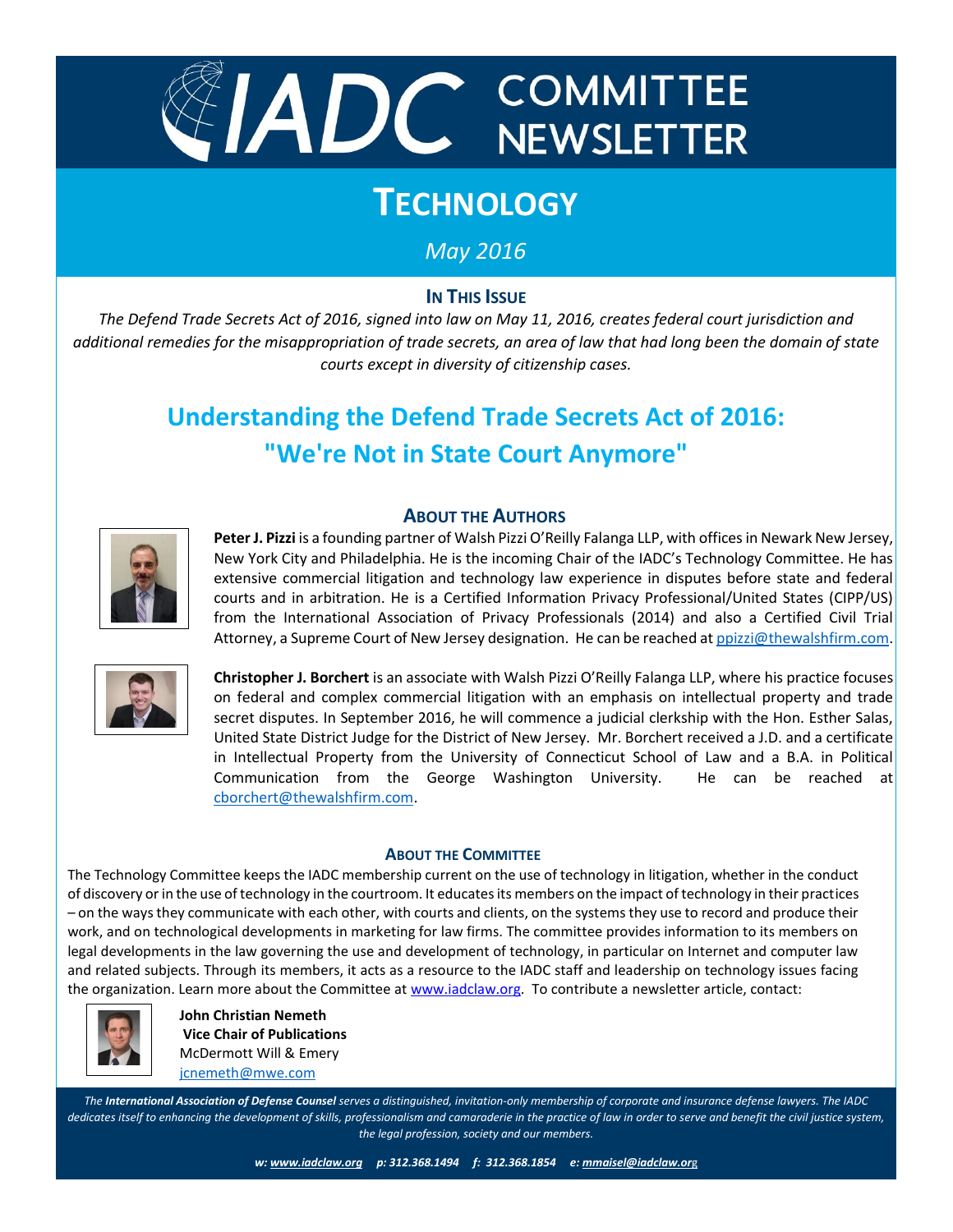# IADC COMMITTEE NEWSLETTER

## TECHNOLOGY

*May 2016*

### IN THIS ISSUE

*The Defend Trade Secrets Act of 2016, signed into law on May 11, 2016, creates federal court jurisdiction and additional remedies for the misappropriation of trade secrets, an area of law that had long been the domain of state courts except in diversity of citizenship cases.*

# Understanding the Defend Trade Secrets Act of 2016: "We're Not in State Court Anymore"

### ABOUT THE AUTHORS

**Peter J. Pizzi** is a founding partner of Walsh Pizzi O'Reilly Falanga LLP, with offices in Newark New Jersey, New York City and Philadelphia. He is the incoming Chair of the IADC's Technology Committee. He has extensive commercial litigation and technology law experience in disputes before state and federal courts and in arbitration. He is a Certified Information Privacy Professional/United States (CIPP/US) from the International Association of Privacy Professionals (2014) and also a Certified Civil Trial Attorney, a Supreme Court of New Jersey designation. He can be reached at ppizzi@thewalshfirm.com.

**Christopher J. Borchert** is an associate with Walsh Pizzi O'Reilly Falanga LLP, where his practice focuses on federal and complex commercial litigation with an emphasis on intellectual property and trade secret disputes. In September 2016, he will commence a judicial clerkship with the Hon. Esther Salas, United State District Judge for the District of New Jersey. Mr. Borchert received a J.D. and a certificate in Intellectual Property from the University of Connecticut School of Law and a B.A. in Political Communication from the George Washington University. He can be reached at cborchert@thewalshfirm.com.

### ABOUT THE COMMITTEE

The Technology Committee keeps the IADC membership current on the use of technology in litigation, whether in the conduct of discovery or in the use of technology in the courtroom. It educates its members on the impact of technology in their practices – on the ways they communicate with each other, with courts and clients, on the systems they use to record and produce their work, and on technological developments in marketing for law firms. The committee provides information to its members on legal developments in the law governing the use and development of technology, in particular on Internet and computer law and related subjects. Through its members, it acts as a resource to the IADC staff and leadership on technology issues facing the organization. Learn more about the Committee at www.iadclaw.org. To contribute a newsletter article, contact:

**John Christian Nemeth**
**Vice Chair of Publications**
McDermott Will & Emery
jcnemeth@mwe.com

*The **International Association of Defense Counsel** serves a distinguished, invitation-only membership of corporate and insurance defense lawyers. The IADC dedicates itself to enhancing the development of skills, professionalism and camaraderie in the practice of law in order to serve and benefit the civil justice system, the legal profession, society and our members.*

***w: www.iadclaw.org p: 312.368.1494 f: 312.368.1854 e: mmaisel@iadclaw.org***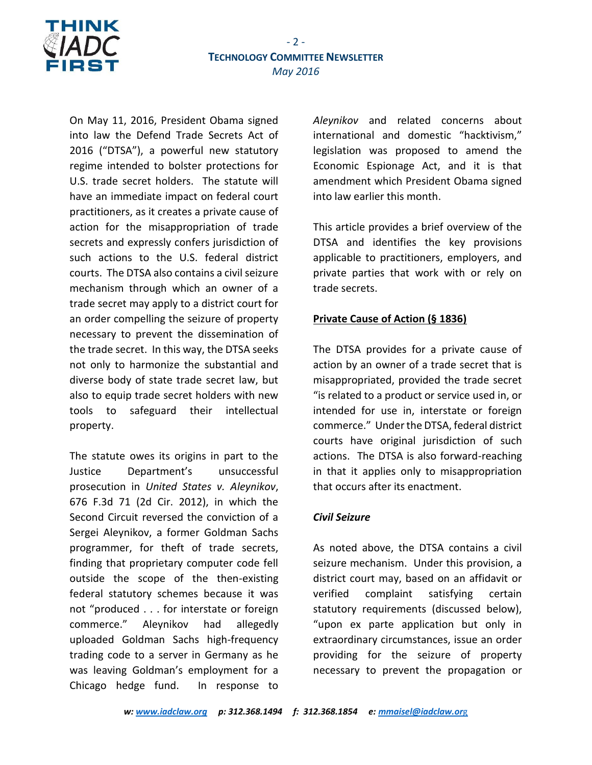On May 11, 2016, President Obama signed into law the Defend Trade Secrets Act of 2016 ("DTSA"), a powerful new statutory regime intended to bolster protections for U.S. trade secret holders. The statute will have an immediate impact on federal court practitioners, as it creates a private cause of action for the misappropriation of trade secrets and expressly confers jurisdiction of such actions to the U.S. federal district courts. The DTSA also contains a civil seizure mechanism through which an owner of a trade secret may apply to a district court for an order compelling the seizure of property necessary to prevent the dissemination of the trade secret. In this way, the DTSA seeks not only to harmonize the substantial and diverse body of state trade secret law, but also to equip trade secret holders with new tools to safeguard their intellectual property.

The statute owes its origins in part to the Justice Department's unsuccessful prosecution in *United States v. Aleynikov*, 676 F.3d 71 (2d Cir. 2012), in which the Second Circuit reversed the conviction of a Sergei Aleynikov, a former Goldman Sachs programmer, for theft of trade secrets, finding that proprietary computer code fell outside the scope of the then-existing federal statutory schemes because it was not "produced . . . for interstate or foreign commerce." Aleynikov had allegedly uploaded Goldman Sachs high-frequency trading code to a server in Germany as he was leaving Goldman's employment for a Chicago hedge fund. In response to *Aleynikov* and related concerns about international and domestic "hacktivism," legislation was proposed to amend the Economic Espionage Act, and it is that amendment which President Obama signed into law earlier this month.

This article provides a brief overview of the DTSA and identifies the key provisions applicable to practitioners, employers, and private parties that work with or rely on trade secrets.

**Private Cause of Action (§ 1836)**

The DTSA provides for a private cause of action by an owner of a trade secret that is misappropriated, provided the trade secret "is related to a product or service used in, or intended for use in, interstate or foreign commerce." Under the DTSA, federal district courts have original jurisdiction of such actions. The DTSA is also forward-reaching in that it applies only to misappropriation that occurs after its enactment.

***Civil Seizure***

As noted above, the DTSA contains a civil seizure mechanism. Under this provision, a district court may, based on an affidavit or verified complaint satisfying certain statutory requirements (discussed below), "upon ex parte application but only in extraordinary circumstances, issue an order providing for the seizure of property necessary to prevent the propagation or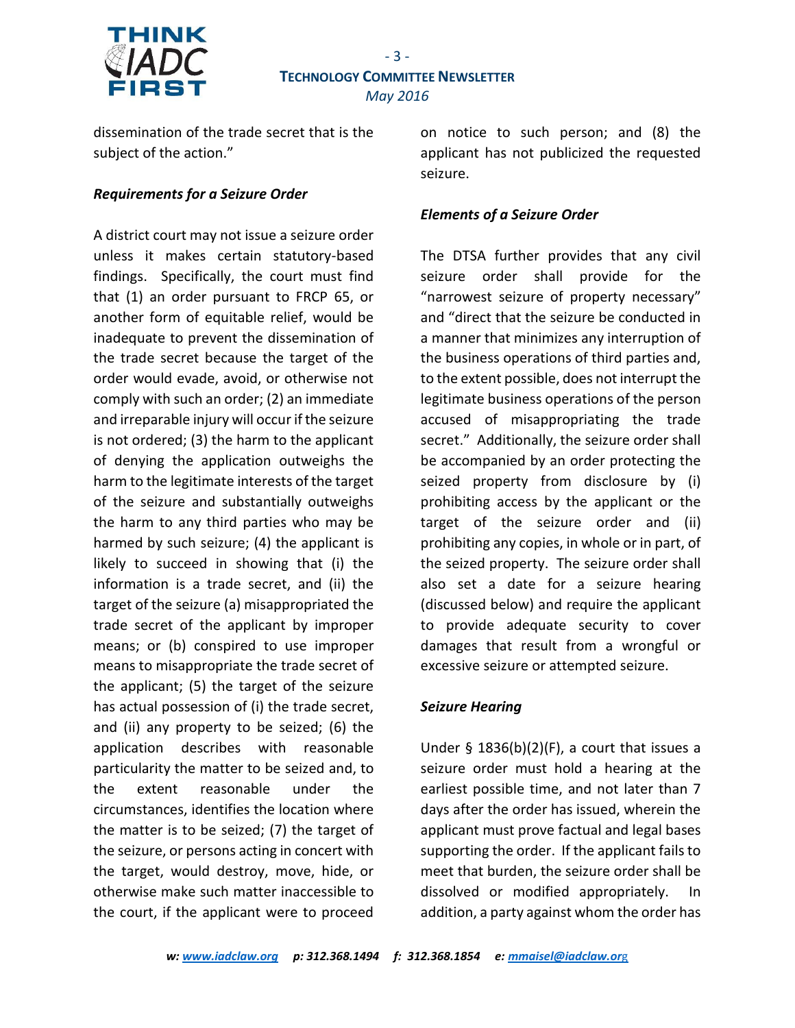dissemination of the trade secret that is the subject of the action."

***Requirements for a Seizure Order***

A district court may not issue a seizure order unless it makes certain statutory-based findings. Specifically, the court must find that (1) an order pursuant to FRCP 65, or another form of equitable relief, would be inadequate to prevent the dissemination of the trade secret because the target of the order would evade, avoid, or otherwise not comply with such an order; (2) an immediate and irreparable injury will occur if the seizure is not ordered; (3) the harm to the applicant of denying the application outweighs the harm to the legitimate interests of the target of the seizure and substantially outweighs the harm to any third parties who may be harmed by such seizure; (4) the applicant is likely to succeed in showing that (i) the information is a trade secret, and (ii) the target of the seizure (a) misappropriated the trade secret of the applicant by improper means; or (b) conspired to use improper means to misappropriate the trade secret of the applicant; (5) the target of the seizure has actual possession of (i) the trade secret, and (ii) any property to be seized; (6) the application describes with reasonable particularity the matter to be seized and, to the extent reasonable under the circumstances, identifies the location where the matter is to be seized; (7) the target of the seizure, or persons acting in concert with the target, would destroy, move, hide, or otherwise make such matter inaccessible to the court, if the applicant were to proceed on notice to such person; and (8) the applicant has not publicized the requested seizure.

***Elements of a Seizure Order***

The DTSA further provides that any civil seizure order shall provide for the "narrowest seizure of property necessary" and "direct that the seizure be conducted in a manner that minimizes any interruption of the business operations of third parties and, to the extent possible, does not interrupt the legitimate business operations of the person accused of misappropriating the trade secret." Additionally, the seizure order shall be accompanied by an order protecting the seized property from disclosure by (i) prohibiting access by the applicant or the target of the seizure order and (ii) prohibiting any copies, in whole or in part, of the seized property. The seizure order shall also set a date for a seizure hearing (discussed below) and require the applicant to provide adequate security to cover damages that result from a wrongful or excessive seizure or attempted seizure.

***Seizure Hearing***

Under § 1836(b)(2)(F), a court that issues a seizure order must hold a hearing at the earliest possible time, and not later than 7 days after the order has issued, wherein the applicant must prove factual and legal bases supporting the order. If the applicant fails to meet that burden, the seizure order shall be dissolved or modified appropriately. In addition, a party against whom the order has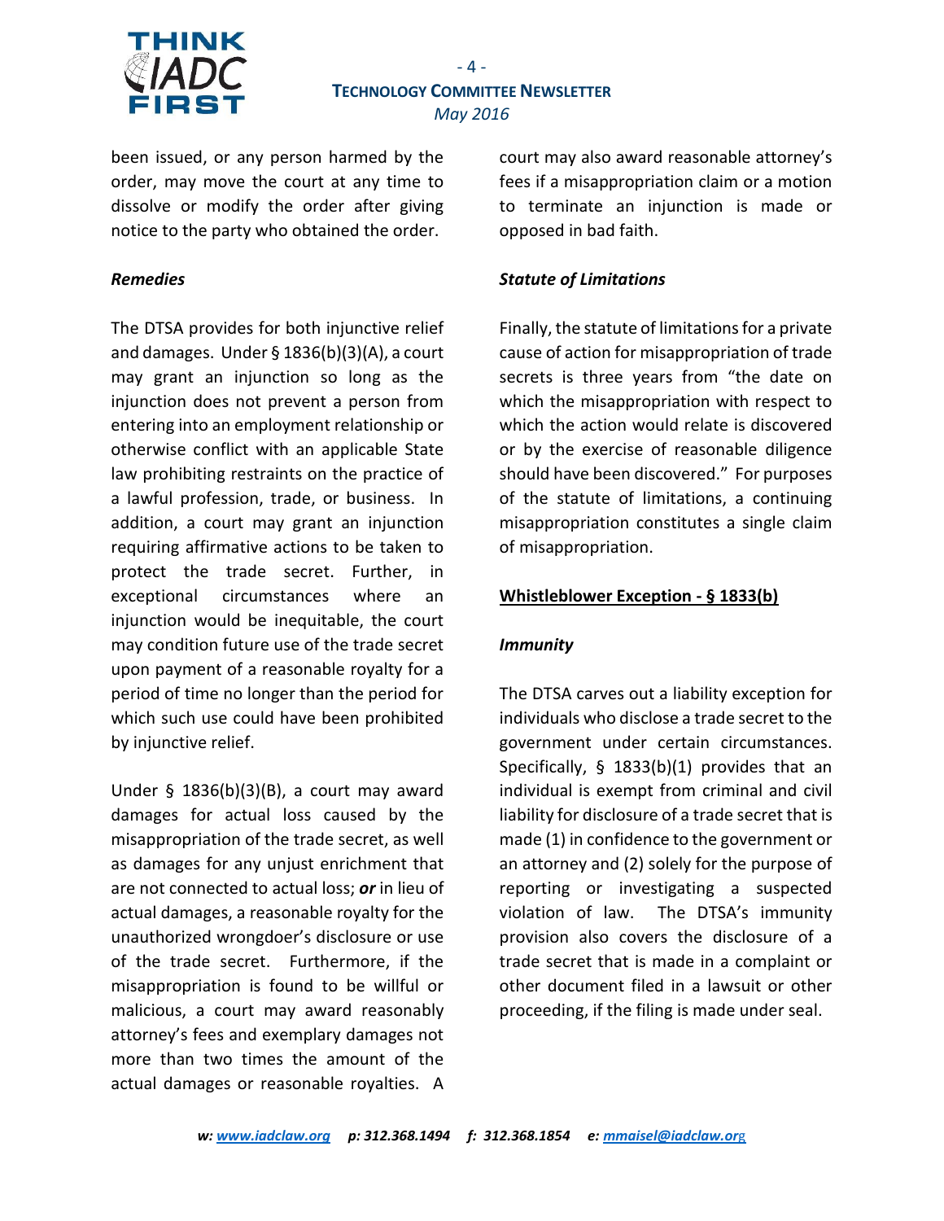been issued, or any person harmed by the order, may move the court at any time to dissolve or modify the order after giving notice to the party who obtained the order.

***Remedies***

The DTSA provides for both injunctive relief and damages. Under § 1836(b)(3)(A), a court may grant an injunction so long as the injunction does not prevent a person from entering into an employment relationship or otherwise conflict with an applicable State law prohibiting restraints on the practice of a lawful profession, trade, or business. In addition, a court may grant an injunction requiring affirmative actions to be taken to protect the trade secret. Further, in exceptional circumstances where an injunction would be inequitable, the court may condition future use of the trade secret upon payment of a reasonable royalty for a period of time no longer than the period for which such use could have been prohibited by injunctive relief.

Under § 1836(b)(3)(B), a court may award damages for actual loss caused by the misappropriation of the trade secret, as well as damages for any unjust enrichment that are not connected to actual loss; ***or*** in lieu of actual damages, a reasonable royalty for the unauthorized wrongdoer's disclosure or use of the trade secret. Furthermore, if the misappropriation is found to be willful or malicious, a court may award reasonably attorney's fees and exemplary damages not more than two times the amount of the actual damages or reasonable royalties. A court may also award reasonable attorney's fees if a misappropriation claim or a motion to terminate an injunction is made or opposed in bad faith.

***Statute of Limitations***

Finally, the statute of limitations for a private cause of action for misappropriation of trade secrets is three years from "the date on which the misappropriation with respect to which the action would relate is discovered or by the exercise of reasonable diligence should have been discovered." For purposes of the statute of limitations, a continuing misappropriation constitutes a single claim of misappropriation.

<u>**Whistleblower Exception - § 1833(b)**</u>

***Immunity***

The DTSA carves out a liability exception for individuals who disclose a trade secret to the government under certain circumstances. Specifically, § 1833(b)(1) provides that an individual is exempt from criminal and civil liability for disclosure of a trade secret that is made (1) in confidence to the government or an attorney and (2) solely for the purpose of reporting or investigating a suspected violation of law. The DTSA's immunity provision also covers the disclosure of a trade secret that is made in a complaint or other document filed in a lawsuit or other proceeding, if the filing is made under seal.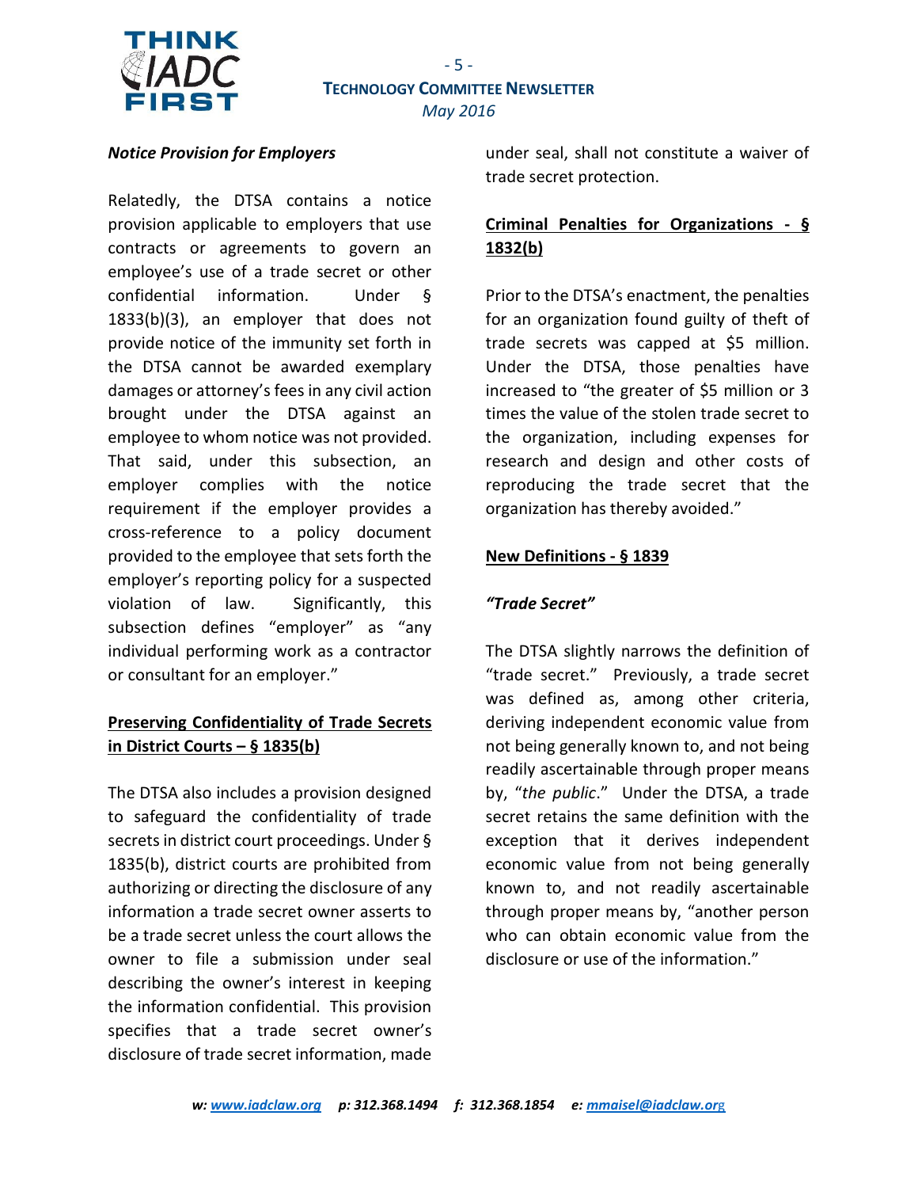***Notice Provision for Employers***

Relatedly, the DTSA contains a notice provision applicable to employers that use contracts or agreements to govern an employee's use of a trade secret or other confidential information. Under § 1833(b)(3), an employer that does not provide notice of the immunity set forth in the DTSA cannot be awarded exemplary damages or attorney's fees in any civil action brought under the DTSA against an employee to whom notice was not provided. That said, under this subsection, an employer complies with the notice requirement if the employer provides a cross-reference to a policy document provided to the employee that sets forth the employer's reporting policy for a suspected violation of law. Significantly, this subsection defines "employer" as "any individual performing work as a contractor or consultant for an employer."

**<u>Preserving Confidentiality of Trade Secrets in District Courts – § 1835(b)</u>**

The DTSA also includes a provision designed to safeguard the confidentiality of trade secrets in district court proceedings. Under § 1835(b), district courts are prohibited from authorizing or directing the disclosure of any information a trade secret owner asserts to be a trade secret unless the court allows the owner to file a submission under seal describing the owner's interest in keeping the information confidential. This provision specifies that a trade secret owner's disclosure of trade secret information, made under seal, shall not constitute a waiver of trade secret protection.

**<u>Criminal Penalties for Organizations - § 1832(b)</u>**

Prior to the DTSA's enactment, the penalties for an organization found guilty of theft of trade secrets was capped at $5 million. Under the DTSA, those penalties have increased to "the greater of $5 million or 3 times the value of the stolen trade secret to the organization, including expenses for research and design and other costs of reproducing the trade secret that the organization has thereby avoided."

**<u>New Definitions - § 1839</u>**

***"Trade Secret"***

The DTSA slightly narrows the definition of "trade secret." Previously, a trade secret was defined as, among other criteria, deriving independent economic value from not being generally known to, and not being readily ascertainable through proper means by, "*the public*." Under the DTSA, a trade secret retains the same definition with the exception that it derives independent economic value from not being generally known to, and not readily ascertainable through proper means by, "another person who can obtain economic value from the disclosure or use of the information."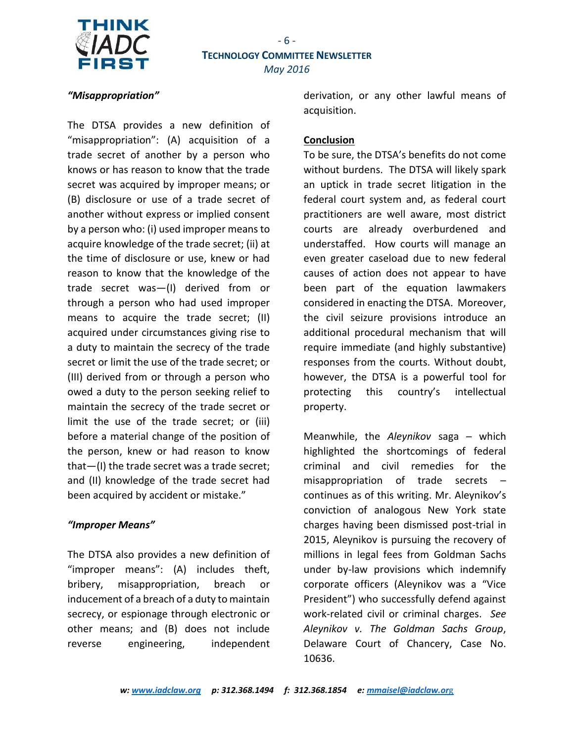*"Misappropriation"*

The DTSA provides a new definition of "misappropriation": (A) acquisition of a trade secret of another by a person who knows or has reason to know that the trade secret was acquired by improper means; or (B) disclosure or use of a trade secret of another without express or implied consent by a person who: (i) used improper means to acquire knowledge of the trade secret; (ii) at the time of disclosure or use, knew or had reason to know that the knowledge of the trade secret was—(I) derived from or through a person who had used improper means to acquire the trade secret; (II) acquired under circumstances giving rise to a duty to maintain the secrecy of the trade secret or limit the use of the trade secret; or (III) derived from or through a person who owed a duty to the person seeking relief to maintain the secrecy of the trade secret or limit the use of the trade secret; or (iii) before a material change of the position of the person, knew or had reason to know that—(I) the trade secret was a trade secret; and (II) knowledge of the trade secret had been acquired by accident or mistake."

*"Improper Means"*

The DTSA also provides a new definition of "improper means": (A) includes theft, bribery, misappropriation, breach or inducement of a breach of a duty to maintain secrecy, or espionage through electronic or other means; and (B) does not include reverse engineering, independent derivation, or any other lawful means of acquisition.

**Conclusion**

To be sure, the DTSA's benefits do not come without burdens. The DTSA will likely spark an uptick in trade secret litigation in the federal court system and, as federal court practitioners are well aware, most district courts are already overburdened and understaffed. How courts will manage an even greater caseload due to new federal causes of action does not appear to have been part of the equation lawmakers considered in enacting the DTSA. Moreover, the civil seizure provisions introduce an additional procedural mechanism that will require immediate (and highly substantive) responses from the courts. Without doubt, however, the DTSA is a powerful tool for protecting this country's intellectual property.

Meanwhile, the *Aleynikov* saga – which highlighted the shortcomings of federal criminal and civil remedies for the misappropriation of trade secrets – continues as of this writing. Mr. Aleynikov's conviction of analogous New York state charges having been dismissed post-trial in 2015, Aleynikov is pursuing the recovery of millions in legal fees from Goldman Sachs under by-law provisions which indemnify corporate officers (Aleynikov was a "Vice President") who successfully defend against work-related civil or criminal charges. *See Aleynikov v. The Goldman Sachs Group*, Delaware Court of Chancery, Case No. 10636.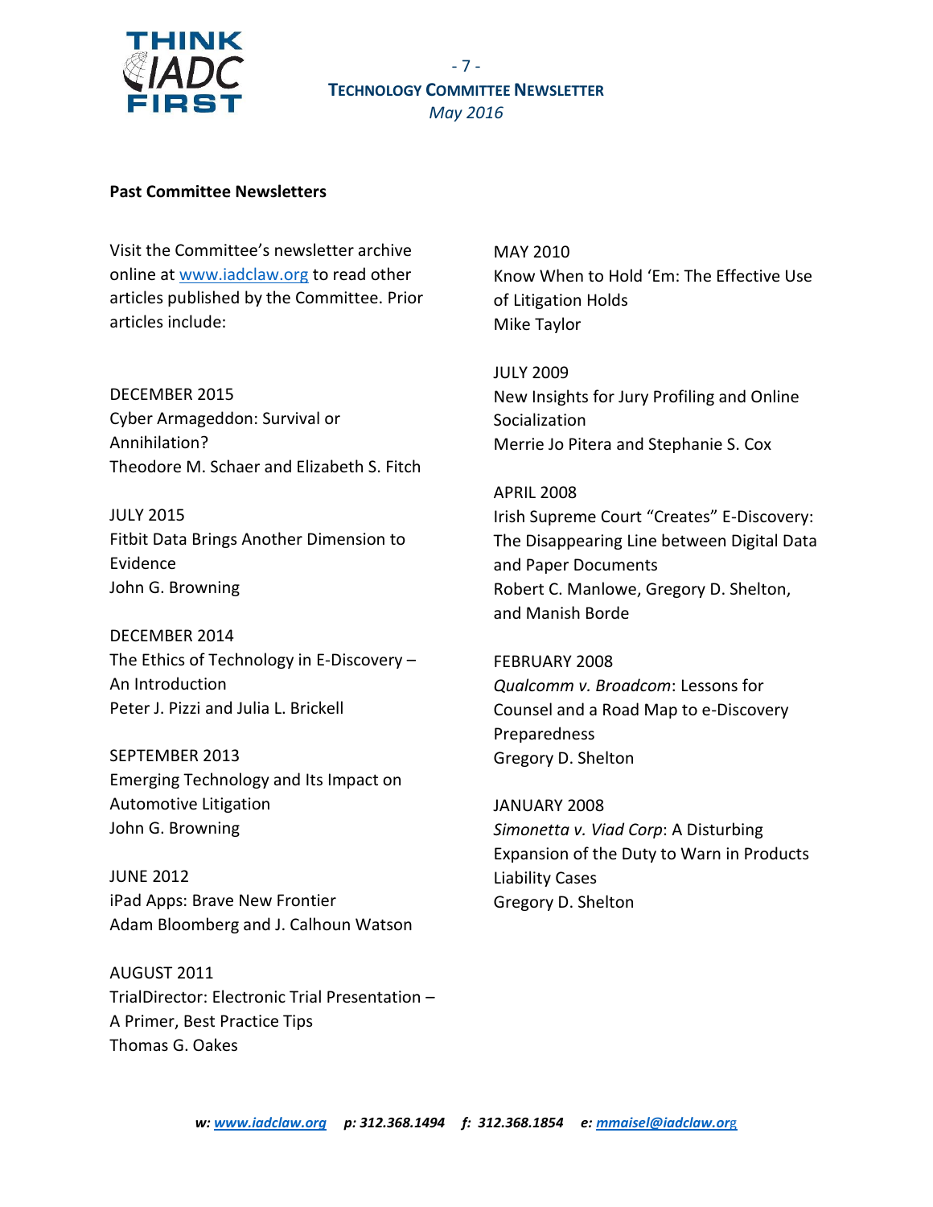**Past Committee Newsletters**

Visit the Committee's newsletter archive online at [www.iadclaw.org](http://www.iadclaw.org) to read other articles published by the Committee. Prior articles include:

DECEMBER 2015
Cyber Armageddon: Survival or Annihilation?
Theodore M. Schaer and Elizabeth S. Fitch

JULY 2015
Fitbit Data Brings Another Dimension to Evidence
John G. Browning

DECEMBER 2014
The Ethics of Technology in E-Discovery – An Introduction
Peter J. Pizzi and Julia L. Brickell

SEPTEMBER 2013
Emerging Technology and Its Impact on Automotive Litigation
John G. Browning

JUNE 2012
iPad Apps: Brave New Frontier
Adam Bloomberg and J. Calhoun Watson

AUGUST 2011
TrialDirector: Electronic Trial Presentation – A Primer, Best Practice Tips
Thomas G. Oakes

MAY 2010
Know When to Hold 'Em: The Effective Use of Litigation Holds
Mike Taylor

JULY 2009
New Insights for Jury Profiling and Online Socialization
Merrie Jo Pitera and Stephanie S. Cox

APRIL 2008
Irish Supreme Court "Creates" E-Discovery: The Disappearing Line between Digital Data and Paper Documents
Robert C. Manlowe, Gregory D. Shelton, and Manish Borde

FEBRUARY 2008
*Qualcomm v. Broadcom*: Lessons for Counsel and a Road Map to e-Discovery Preparedness
Gregory D. Shelton

JANUARY 2008
*Simonetta v. Viad Corp*: A Disturbing Expansion of the Duty to Warn in Products Liability Cases
Gregory D. Shelton